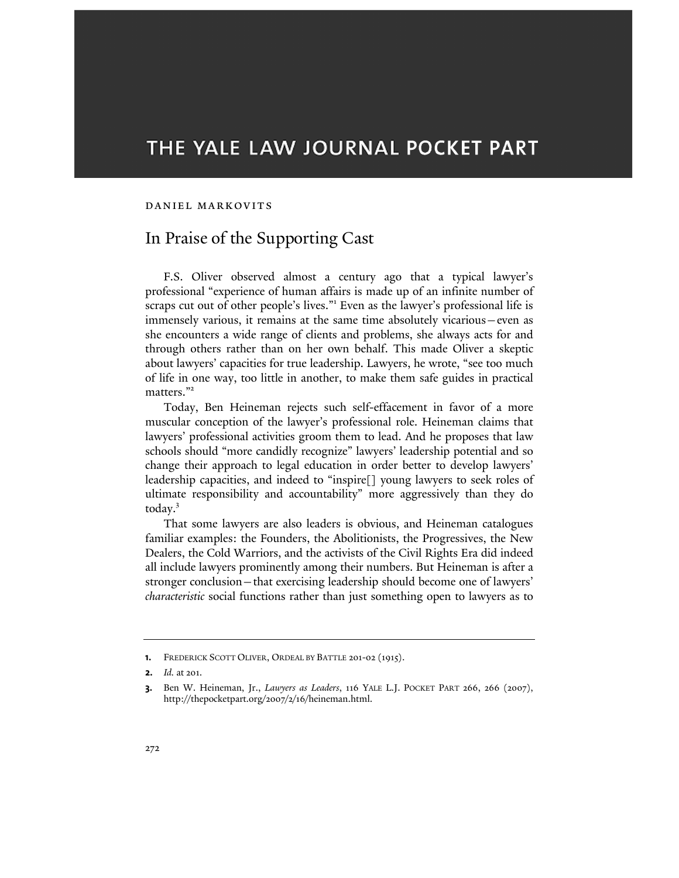# THE YALE LAW JOURNAL POCKET PART

DANIEL MARKOVITS

## In Praise of the Supporting Cast

F.S. Oliver observed almost a century ago that a typical lawyer's professional "experience of human affairs is made up of an infinite number of scraps cut out of other people's lives."[1] Even as the lawyer's professional life is immensely various, it remains at the same time absolutely vicarious—even as she encounters a wide range of clients and problems, she always acts for and through others rather than on her own behalf. This made Oliver a skeptic about lawyers' capacities for true leadership. Lawyers, he wrote, "see too much of life in one way, too little in another, to make them safe guides in practical matters."[2]

Today, Ben Heineman rejects such self-effacement in favor of a more muscular conception of the lawyer's professional role. Heineman claims that lawyers' professional activities groom them to lead. And he proposes that law schools should "more candidly recognize" lawyers' leadership potential and so change their approach to legal education in order better to develop lawyers' leadership capacities, and indeed to "inspire[] young lawyers to seek roles of ultimate responsibility and accountability" more aggressively than they do today.[3]

That some lawyers are also leaders is obvious, and Heineman catalogues familiar examples: the Founders, the Abolitionists, the Progressives, the New Dealers, the Cold Warriors, and the activists of the Civil Rights Era did indeed all include lawyers prominently among their numbers. But Heineman is after a stronger conclusion—that exercising leadership should become one of lawyers' *characteristic* social functions rather than just something open to lawyers as to

---

1. FREDERICK SCOTT OLIVER, ORDEAL BY BATTLE 201-02 (1915).

2. *Id.* at 201.

3. Ben W. Heineman, Jr., *Lawyers as Leaders*, 116 YALE L.J. POCKET PART 266, 266 (2007), http://thepocketpart.org/2007/2/16/heineman.html.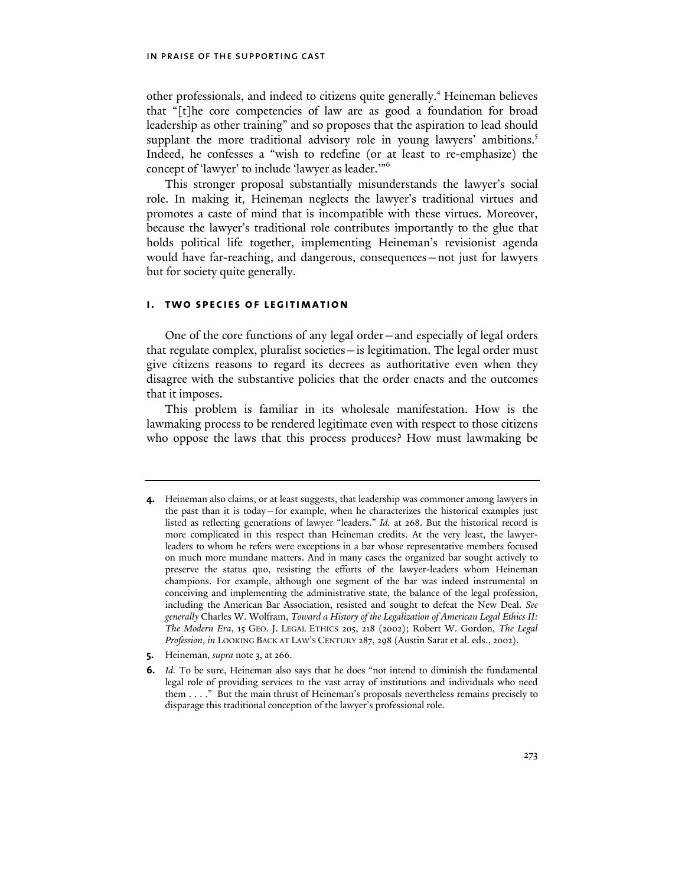other professionals, and indeed to citizens quite generally.[4] Heineman believes that "[t]he core competencies of law are as good a foundation for broad leadership as other training" and so proposes that the aspiration to lead should supplant the more traditional advisory role in young lawyers' ambitions.[5] Indeed, he confesses a "wish to redefine (or at least to re-emphasize) the concept of 'lawyer' to include 'lawyer as leader.'"[6]

This stronger proposal substantially misunderstands the lawyer's social role. In making it, Heineman neglects the lawyer's traditional virtues and promotes a caste of mind that is incompatible with these virtues. Moreover, because the lawyer's traditional role contributes importantly to the glue that holds political life together, implementing Heineman's revisionist agenda would have far-reaching, and dangerous, consequences—not just for lawyers but for society quite generally.

## I. TWO SPECIES OF LEGITIMATION

One of the core functions of any legal order—and especially of legal orders that regulate complex, pluralist societies—is legitimation. The legal order must give citizens reasons to regard its decrees as authoritative even when they disagree with the substantive policies that the order enacts and the outcomes that it imposes.

This problem is familiar in its wholesale manifestation. How is the lawmaking process to be rendered legitimate even with respect to those citizens who oppose the laws that this process produces? How must lawmaking be

---

**4.** Heineman also claims, or at least suggests, that leadership was commoner among lawyers in the past than it is today—for example, when he characterizes the historical examples just listed as reflecting generations of lawyer "leaders." *Id.* at 268. But the historical record is more complicated in this respect than Heineman credits. At the very least, the lawyer-leaders to whom he refers were exceptions in a bar whose representative members focused on much more mundane matters. And in many cases the organized bar sought actively to preserve the status quo, resisting the efforts of the lawyer-leaders whom Heineman champions. For example, although one segment of the bar was indeed instrumental in conceiving and implementing the administrative state, the balance of the legal profession, including the American Bar Association, resisted and sought to defeat the New Deal. *See generally* Charles W. Wolfram, *Toward a History of the Legalization of American Legal Ethics II: The Modern Era*, 15 GEO. J. LEGAL ETHICS 205, 218 (2002); Robert W. Gordon, *The Legal Profession*, *in* LOOKING BACK AT LAW'S CENTURY 287, 298 (Austin Sarat et al. eds., 2002).

**5.** Heineman, *supra* note 3, at 266.

**6.** *Id.* To be sure, Heineman also says that he does "not intend to diminish the fundamental legal role of providing services to the vast array of institutions and individuals who need them . . . ." But the main thrust of Heineman's proposals nevertheless remains precisely to disparage this traditional conception of the lawyer's professional role.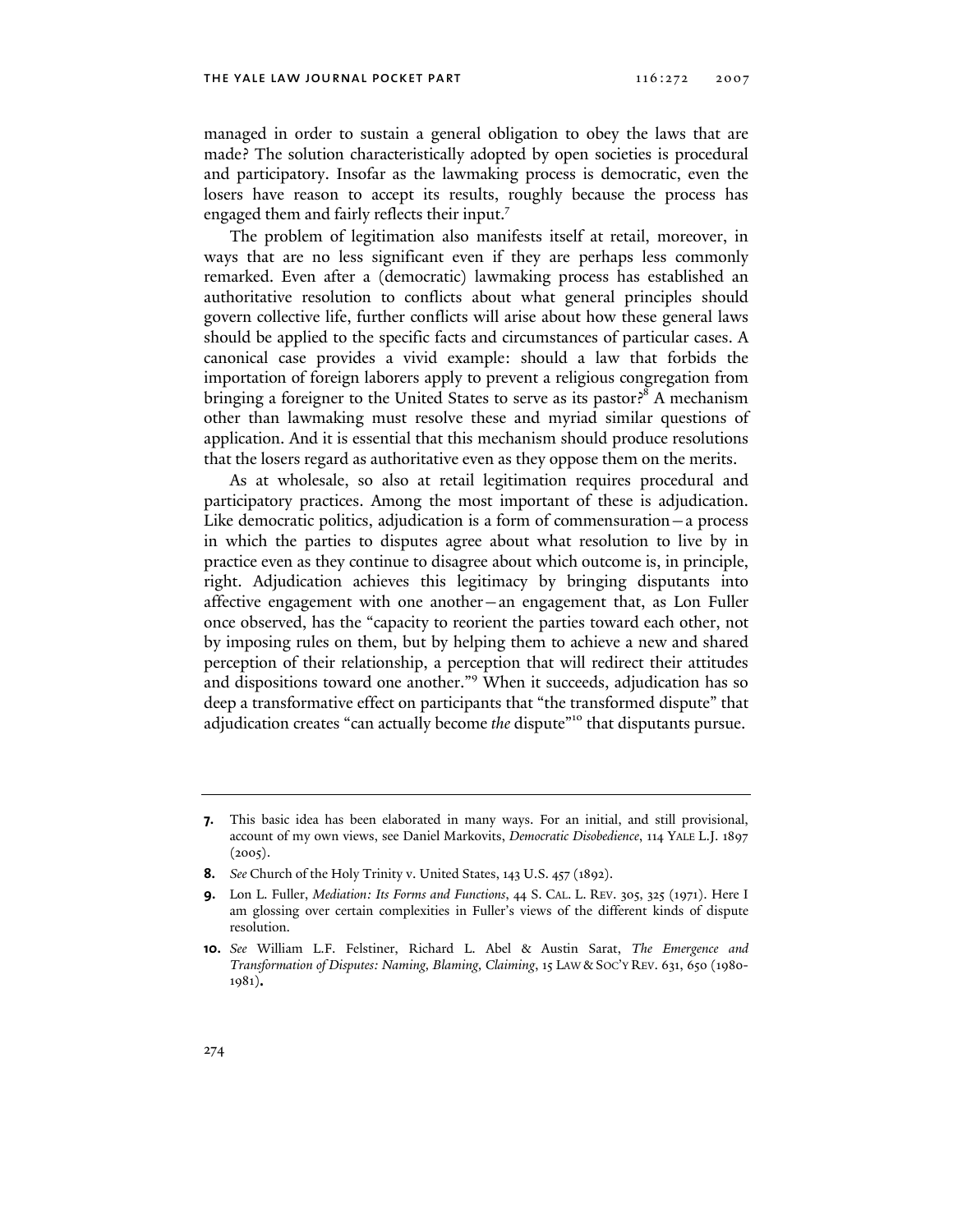managed in order to sustain a general obligation to obey the laws that are made? The solution characteristically adopted by open societies is procedural and participatory. Insofar as the lawmaking process is democratic, even the losers have reason to accept its results, roughly because the process has engaged them and fairly reflects their input.[7]

The problem of legitimation also manifests itself at retail, moreover, in ways that are no less significant even if they are perhaps less commonly remarked. Even after a (democratic) lawmaking process has established an authoritative resolution to conflicts about what general principles should govern collective life, further conflicts will arise about how these general laws should be applied to the specific facts and circumstances of particular cases. A canonical case provides a vivid example: should a law that forbids the importation of foreign laborers apply to prevent a religious congregation from bringing a foreigner to the United States to serve as its pastor?[8] A mechanism other than lawmaking must resolve these and myriad similar questions of application. And it is essential that this mechanism should produce resolutions that the losers regard as authoritative even as they oppose them on the merits.

As at wholesale, so also at retail legitimation requires procedural and participatory practices. Among the most important of these is adjudication. Like democratic politics, adjudication is a form of commensuration—a process in which the parties to disputes agree about what resolution to live by in practice even as they continue to disagree about which outcome is, in principle, right. Adjudication achieves this legitimacy by bringing disputants into affective engagement with one another—an engagement that, as Lon Fuller once observed, has the "capacity to reorient the parties toward each other, not by imposing rules on them, but by helping them to achieve a new and shared perception of their relationship, a perception that will redirect their attitudes and dispositions toward one another."[9] When it succeeds, adjudication has so deep a transformative effect on participants that "the transformed dispute" that adjudication creates "can actually become *the* dispute"[10] that disputants pursue.

---

**7.** This basic idea has been elaborated in many ways. For an initial, and still provisional, account of my own views, see Daniel Markovits, *Democratic Disobedience*, 114 YALE L.J. 1897 (2005).

**8.** *See* Church of the Holy Trinity v. United States, 143 U.S. 457 (1892).

**9.** Lon L. Fuller, *Mediation: Its Forms and Functions*, 44 S. CAL. L. REV. 305, 325 (1971). Here I am glossing over certain complexities in Fuller's views of the different kinds of dispute resolution.

**10.** *See* William L.F. Felstiner, Richard L. Abel & Austin Sarat, *The Emergence and Transformation of Disputes: Naming, Blaming, Claiming*, 15 LAW & SOC'Y REV. 631, 650 (1980-1981).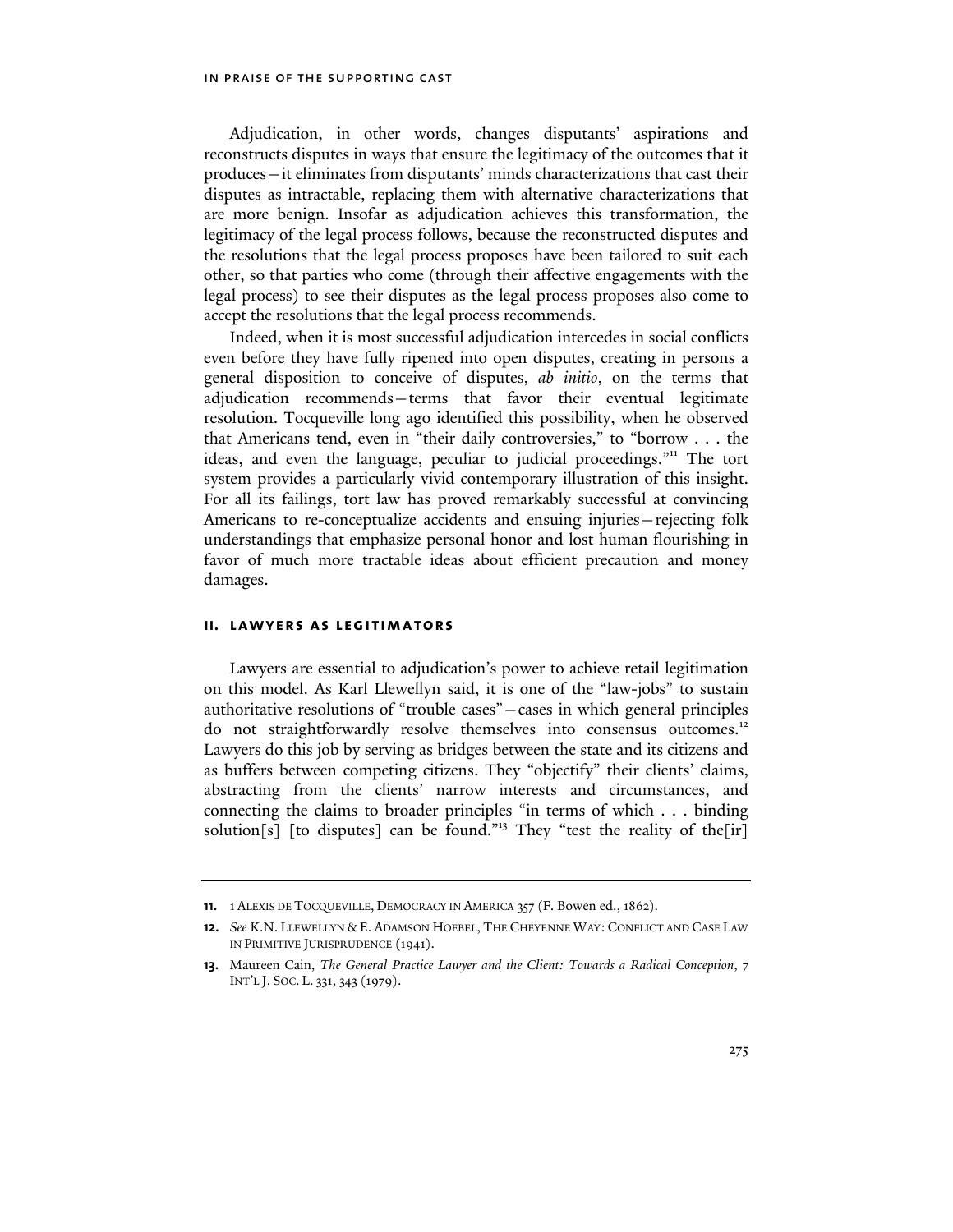Adjudication, in other words, changes disputants' aspirations and reconstructs disputes in ways that ensure the legitimacy of the outcomes that it produces—it eliminates from disputants' minds characterizations that cast their disputes as intractable, replacing them with alternative characterizations that are more benign. Insofar as adjudication achieves this transformation, the legitimacy of the legal process follows, because the reconstructed disputes and the resolutions that the legal process proposes have been tailored to suit each other, so that parties who come (through their affective engagements with the legal process) to see their disputes as the legal process proposes also come to accept the resolutions that the legal process recommends.

Indeed, when it is most successful adjudication intercedes in social conflicts even before they have fully ripened into open disputes, creating in persons a general disposition to conceive of disputes, *ab initio*, on the terms that adjudication recommends—terms that favor their eventual legitimate resolution. Tocqueville long ago identified this possibility, when he observed that Americans tend, even in "their daily controversies," to "borrow . . . the ideas, and even the language, peculiar to judicial proceedings."[11] The tort system provides a particularly vivid contemporary illustration of this insight. For all its failings, tort law has proved remarkably successful at convincing Americans to re-conceptualize accidents and ensuing injuries—rejecting folk understandings that emphasize personal honor and lost human flourishing in favor of much more tractable ideas about efficient precaution and money damages.

## II. LAWYERS AS LEGITIMATORS

Lawyers are essential to adjudication's power to achieve retail legitimation on this model. As Karl Llewellyn said, it is one of the "law-jobs" to sustain authoritative resolutions of "trouble cases"—cases in which general principles do not straightforwardly resolve themselves into consensus outcomes.[12] Lawyers do this job by serving as bridges between the state and its citizens and as buffers between competing citizens. They "objectify" their clients' claims, abstracting from the clients' narrow interests and circumstances, and connecting the claims to broader principles "in terms of which . . . binding solution[s] [to disputes] can be found."[13] They "test the reality of the[ir]

---

**11.** 1 ALEXIS DE TOCQUEVILLE, DEMOCRACY IN AMERICA 357 (F. Bowen ed., 1862).

**12.** *See* K.N. LLEWELLYN & E. ADAMSON HOEBEL, THE CHEYENNE WAY: CONFLICT AND CASE LAW IN PRIMITIVE JURISPRUDENCE (1941).

**13.** Maureen Cain, *The General Practice Lawyer and the Client: Towards a Radical Conception*, 7 INT'L J. SOC. L. 331, 343 (1979).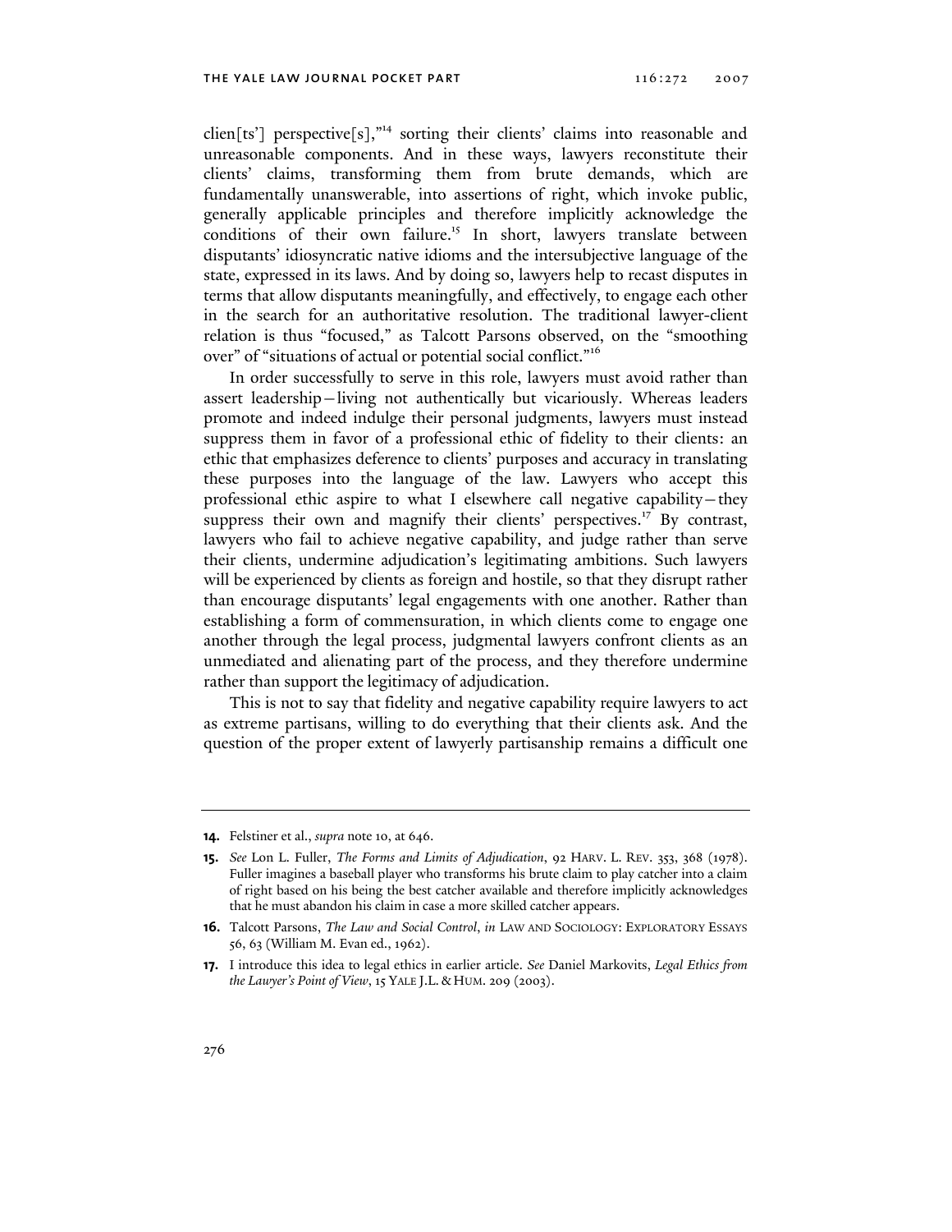clien[ts'] perspective[s],"[14] sorting their clients' claims into reasonable and unreasonable components. And in these ways, lawyers reconstitute their clients' claims, transforming them from brute demands, which are fundamentally unanswerable, into assertions of right, which invoke public, generally applicable principles and therefore implicitly acknowledge the conditions of their own failure.[15] In short, lawyers translate between disputants' idiosyncratic native idioms and the intersubjective language of the state, expressed in its laws. And by doing so, lawyers help to recast disputes in terms that allow disputants meaningfully, and effectively, to engage each other in the search for an authoritative resolution. The traditional lawyer-client relation is thus "focused," as Talcott Parsons observed, on the "smoothing over" of "situations of actual or potential social conflict."[16]

In order successfully to serve in this role, lawyers must avoid rather than assert leadership—living not authentically but vicariously. Whereas leaders promote and indeed indulge their personal judgments, lawyers must instead suppress them in favor of a professional ethic of fidelity to their clients: an ethic that emphasizes deference to clients' purposes and accuracy in translating these purposes into the language of the law. Lawyers who accept this professional ethic aspire to what I elsewhere call negative capability—they suppress their own and magnify their clients' perspectives.[17] By contrast, lawyers who fail to achieve negative capability, and judge rather than serve their clients, undermine adjudication's legitimating ambitions. Such lawyers will be experienced by clients as foreign and hostile, so that they disrupt rather than encourage disputants' legal engagements with one another. Rather than establishing a form of commensuration, in which clients come to engage one another through the legal process, judgmental lawyers confront clients as an unmediated and alienating part of the process, and they therefore undermine rather than support the legitimacy of adjudication.

This is not to say that fidelity and negative capability require lawyers to act as extreme partisans, willing to do everything that their clients ask. And the question of the proper extent of lawyerly partisanship remains a difficult one

---

**14.** Felstiner et al., *supra* note 10, at 646.

**15.** *See* Lon L. Fuller, *The Forms and Limits of Adjudication*, 92 HARV. L. REV. 353, 368 (1978). Fuller imagines a baseball player who transforms his brute claim to play catcher into a claim of right based on his being the best catcher available and therefore implicitly acknowledges that he must abandon his claim in case a more skilled catcher appears.

**16.** Talcott Parsons, *The Law and Social Control*, *in* LAW AND SOCIOLOGY: EXPLORATORY ESSAYS 56, 63 (William M. Evan ed., 1962).

**17.** I introduce this idea to legal ethics in earlier article. *See* Daniel Markovits, *Legal Ethics from the Lawyer's Point of View*, 15 YALE J.L. & HUM. 209 (2003).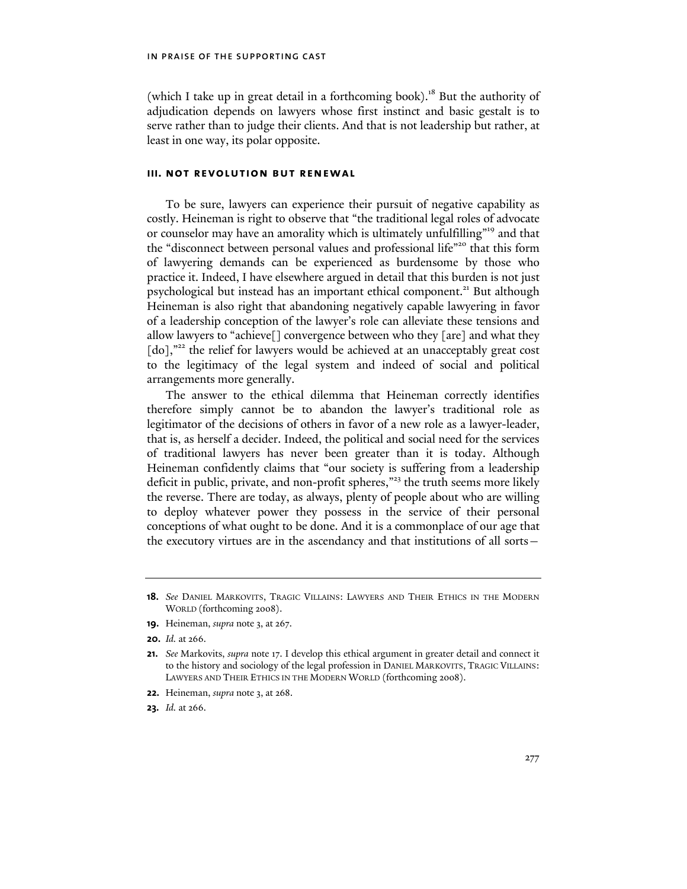(which I take up in great detail in a forthcoming book).[18] But the authority of adjudication depends on lawyers whose first instinct and basic gestalt is to serve rather than to judge their clients. And that is not leadership but rather, at least in one way, its polar opposite.

## III. NOT REVOLUTION BUT RENEWAL

To be sure, lawyers can experience their pursuit of negative capability as costly. Heineman is right to observe that "the traditional legal roles of advocate or counselor may have an amorality which is ultimately unfulfilling"[19] and that the "disconnect between personal values and professional life"[20] that this form of lawyering demands can be experienced as burdensome by those who practice it. Indeed, I have elsewhere argued in detail that this burden is not just psychological but instead has an important ethical component.[21] But although Heineman is also right that abandoning negatively capable lawyering in favor of a leadership conception of the lawyer's role can alleviate these tensions and allow lawyers to "achieve[] convergence between who they [are] and what they [do],"[22] the relief for lawyers would be achieved at an unacceptably great cost to the legitimacy of the legal system and indeed of social and political arrangements more generally.

The answer to the ethical dilemma that Heineman correctly identifies therefore simply cannot be to abandon the lawyer's traditional role as legitimator of the decisions of others in favor of a new role as a lawyer-leader, that is, as herself a decider. Indeed, the political and social need for the services of traditional lawyers has never been greater than it is today. Although Heineman confidently claims that "our society is suffering from a leadership deficit in public, private, and non-profit spheres,"[23] the truth seems more likely the reverse. There are today, as always, plenty of people about who are willing to deploy whatever power they possess in the service of their personal conceptions of what ought to be done. And it is a commonplace of our age that the executory virtues are in the ascendancy and that institutions of all sorts—

---

**18.** *See* DANIEL MARKOVITS, TRAGIC VILLAINS: LAWYERS AND THEIR ETHICS IN THE MODERN WORLD (forthcoming 2008).

**19.** Heineman, *supra* note 3, at 267.

**20.** *Id.* at 266.

**21.** *See* Markovits, *supra* note 17. I develop this ethical argument in greater detail and connect it to the history and sociology of the legal profession in DANIEL MARKOVITS, TRAGIC VILLAINS: LAWYERS AND THEIR ETHICS IN THE MODERN WORLD (forthcoming 2008).

**22.** Heineman, *supra* note 3, at 268.

**23.** *Id.* at 266.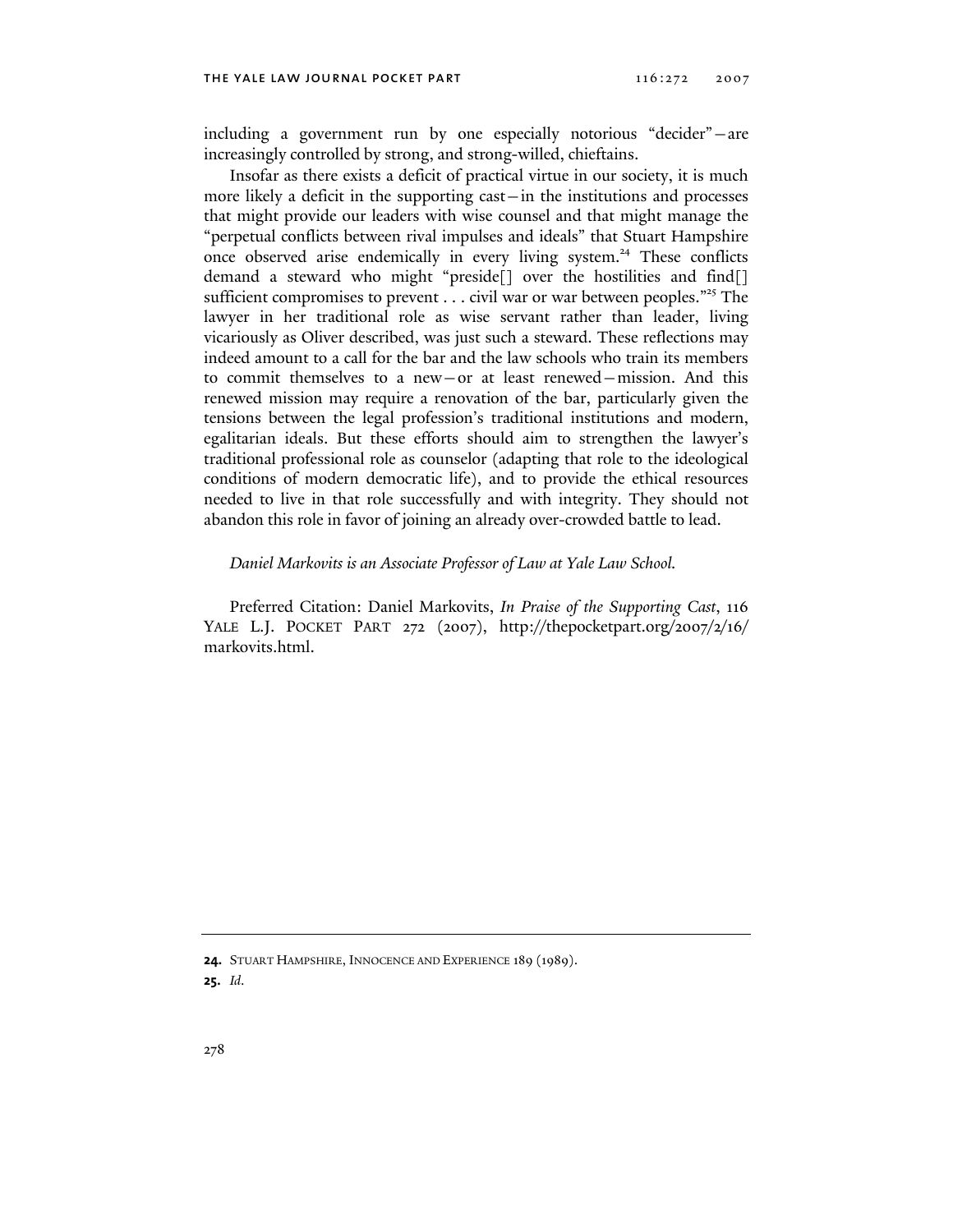including a government run by one especially notorious "decider"—are increasingly controlled by strong, and strong-willed, chieftains.

Insofar as there exists a deficit of practical virtue in our society, it is much more likely a deficit in the supporting cast—in the institutions and processes that might provide our leaders with wise counsel and that might manage the "perpetual conflicts between rival impulses and ideals" that Stuart Hampshire once observed arise endemically in every living system.[24] These conflicts demand a steward who might "preside[] over the hostilities and find[] sufficient compromises to prevent . . . civil war or war between peoples."[25] The lawyer in her traditional role as wise servant rather than leader, living vicariously as Oliver described, was just such a steward. These reflections may indeed amount to a call for the bar and the law schools who train its members to commit themselves to a new—or at least renewed—mission. And this renewed mission may require a renovation of the bar, particularly given the tensions between the legal profession's traditional institutions and modern, egalitarian ideals. But these efforts should aim to strengthen the lawyer's traditional professional role as counselor (adapting that role to the ideological conditions of modern democratic life), and to provide the ethical resources needed to live in that role successfully and with integrity. They should not abandon this role in favor of joining an already over-crowded battle to lead.

*Daniel Markovits is an Associate Professor of Law at Yale Law School.*

Preferred Citation: Daniel Markovits, *In Praise of the Supporting Cast*, 116 YALE L.J. POCKET PART 272 (2007), http://thepocketpart.org/2007/2/16/markovits.html.

---

**24.** STUART HAMPSHIRE, INNOCENCE AND EXPERIENCE 189 (1989).

**25.** *Id.*